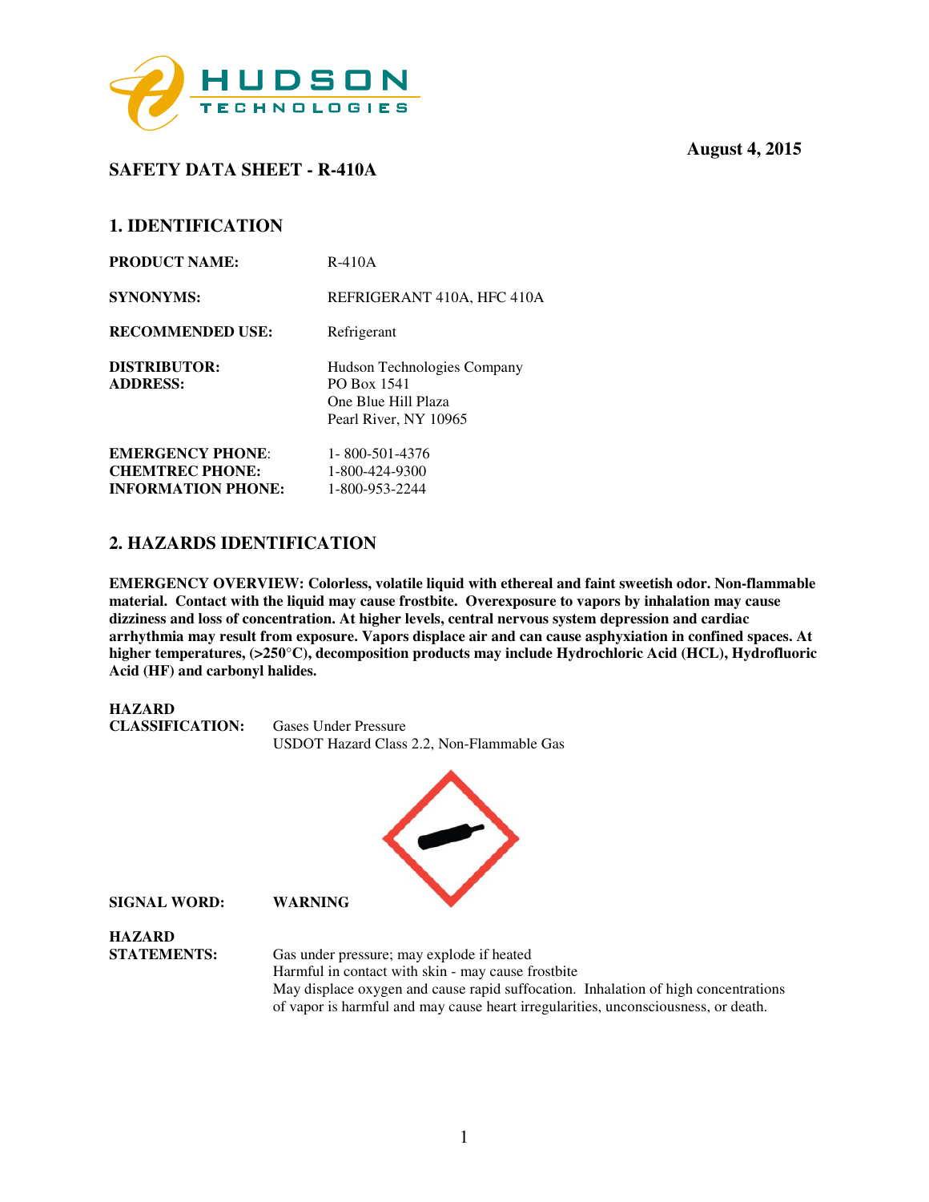HUDSON TECHNOLOGIES

**August 4, 2015**

## SAFETY DATA SHEET - R-410A

## 1. IDENTIFICATION

**PRODUCT NAME:** R-410A

**SYNONYMS:** REFRIGERANT 410A, HFC 410A

**RECOMMENDED USE:** Refrigerant

**DISTRIBUTOR:**
**ADDRESS:**
Hudson Technologies Company
PO Box 1541
One Blue Hill Plaza
Pearl River, NY 10965

**EMERGENCY PHONE:** 1- 800-501-4376
**CHEMTREC PHONE:** 1-800-424-9300
**INFORMATION PHONE:** 1-800-953-2244

## 2. HAZARDS IDENTIFICATION

**EMERGENCY OVERVIEW: Colorless, volatile liquid with ethereal and faint sweetish odor. Non-flammable material. Contact with the liquid may cause frostbite. Overexposure to vapors by inhalation may cause dizziness and loss of concentration. At higher levels, central nervous system depression and cardiac arrhythmia may result from exposure. Vapors displace air and can cause asphyxiation in confined spaces. At higher temperatures, (>250°C), decomposition products may include Hydrochloric Acid (HCL), Hydrofluoric Acid (HF) and carbonyl halides.**

**HAZARD CLASSIFICATION:** Gases Under Pressure
USDOT Hazard Class 2.2, Non-Flammable Gas

**SIGNAL WORD:** **WARNING**

**HAZARD STATEMENTS:**
Gas under pressure; may explode if heated
Harmful in contact with skin - may cause frostbite
May displace oxygen and cause rapid suffocation. Inhalation of high concentrations of vapor is harmful and may cause heart irregularities, unconsciousness, or death.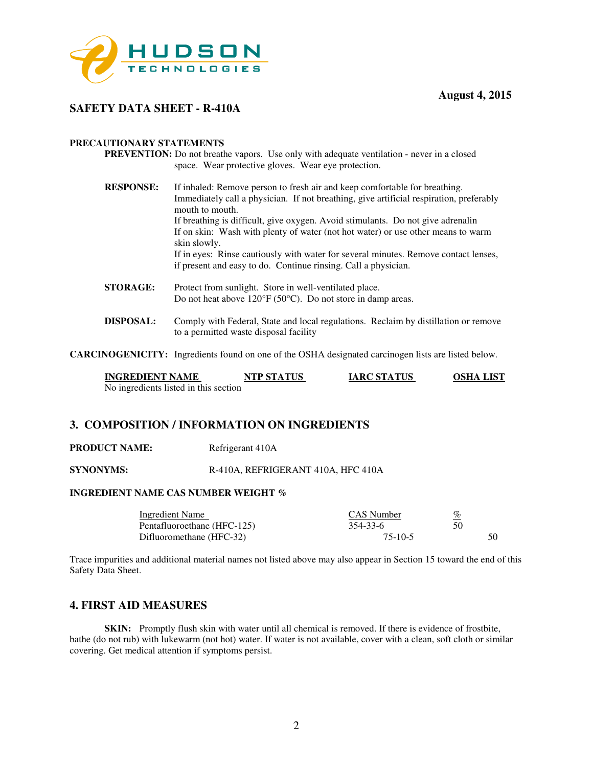**August 4, 2015**

## SAFETY DATA SHEET - R-410A

**PRECAUTIONARY STATEMENTS**

**PREVENTION:** Do not breathe vapors. Use only with adequate ventilation - never in a closed space. Wear protective gloves. Wear eye protection.

**RESPONSE:** If inhaled: Remove person to fresh air and keep comfortable for breathing. Immediately call a physician. If not breathing, give artificial respiration, preferably mouth to mouth.
If breathing is difficult, give oxygen. Avoid stimulants. Do not give adrenalin
If on skin: Wash with plenty of water (not hot water) or use other means to warm skin slowly.
If in eyes: Rinse cautiously with water for several minutes. Remove contact lenses, if present and easy to do. Continue rinsing. Call a physician.

**STORAGE:** Protect from sunlight. Store in well-ventilated place.
Do not heat above 120°F (50°C). Do not store in damp areas.

**DISPOSAL:** Comply with Federal, State and local regulations. Reclaim by distillation or remove to a permitted waste disposal facility

**CARCINOGENICITY:** Ingredients found on one of the OSHA designated carcinogen lists are listed below.

| INGREDIENT NAME | NTP STATUS | IARC STATUS | OSHA LIST |
|---|---|---|---|
| No ingredients listed in this section | | | |

## 3. COMPOSITION / INFORMATION ON INGREDIENTS

**PRODUCT NAME:** Refrigerant 410A

**SYNONYMS:** R-410A, REFRIGERANT 410A, HFC 410A

**INGREDIENT NAME CAS NUMBER WEIGHT %**

| Ingredient Name | CAS Number | % |
|---|---|---|
| Pentafluoroethane (HFC-125) | 354-33-6 | 50 |
| Difluoromethane (HFC-32) | 75-10-5 | 50 |

Trace impurities and additional material names not listed above may also appear in Section 15 toward the end of this Safety Data Sheet.

## 4. FIRST AID MEASURES

**SKIN:** Promptly flush skin with water until all chemical is removed. If there is evidence of frostbite, bathe (do not rub) with lukewarm (not hot) water. If water is not available, cover with a clean, soft cloth or similar covering. Get medical attention if symptoms persist.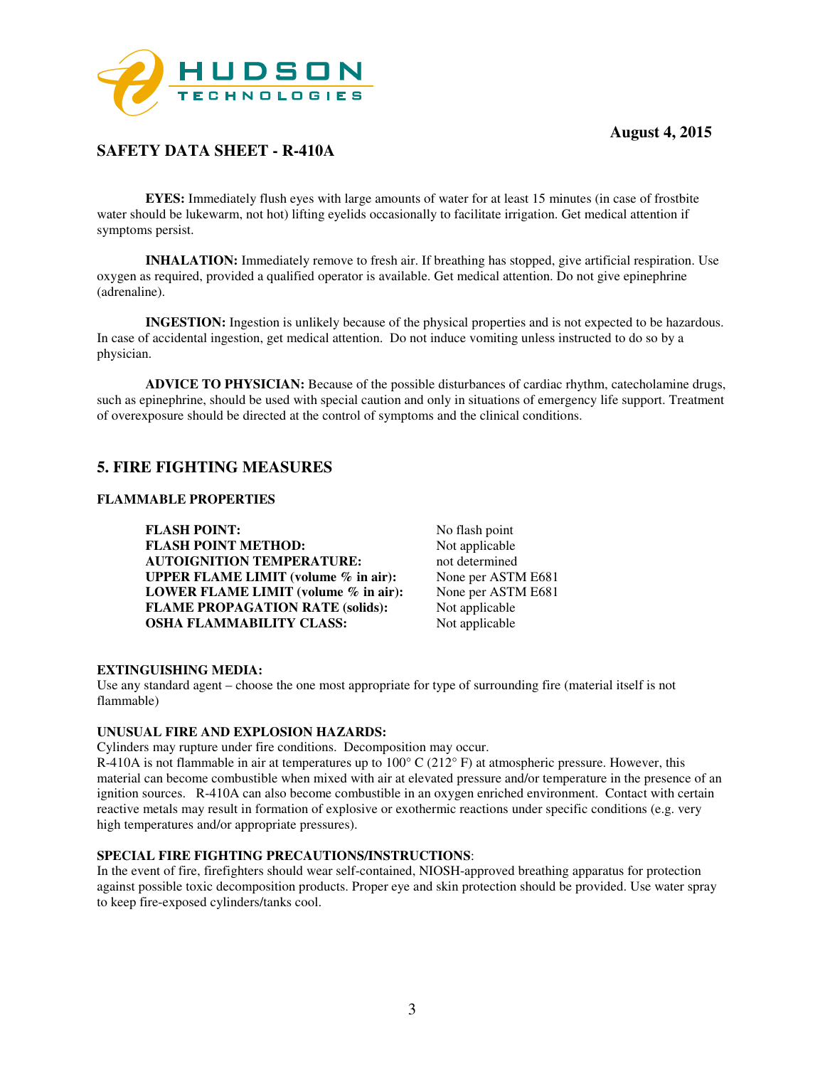**EYES:** Immediately flush eyes with large amounts of water for at least 15 minutes (in case of frostbite water should be lukewarm, not hot) lifting eyelids occasionally to facilitate irrigation. Get medical attention if symptoms persist.

**INHALATION:** Immediately remove to fresh air. If breathing has stopped, give artificial respiration. Use oxygen as required, provided a qualified operator is available. Get medical attention. Do not give epinephrine (adrenaline).

**INGESTION:** Ingestion is unlikely because of the physical properties and is not expected to be hazardous. In case of accidental ingestion, get medical attention. Do not induce vomiting unless instructed to do so by a physician.

**ADVICE TO PHYSICIAN:** Because of the possible disturbances of cardiac rhythm, catecholamine drugs, such as epinephrine, should be used with special caution and only in situations of emergency life support. Treatment of overexposure should be directed at the control of symptoms and the clinical conditions.

## 5. FIRE FIGHTING MEASURES

### FLAMMABLE PROPERTIES

| | |
|---|---|
| **FLASH POINT:** | No flash point |
| **FLASH POINT METHOD:** | Not applicable |
| **AUTOIGNITION TEMPERATURE:** | not determined |
| **UPPER FLAME LIMIT (volume % in air):** | None per ASTM E681 |
| **LOWER FLAME LIMIT (volume % in air):** | None per ASTM E681 |
| **FLAME PROPAGATION RATE (solids):** | Not applicable |
| **OSHA FLAMMABILITY CLASS:** | Not applicable |

**EXTINGUISHING MEDIA:**
Use any standard agent – choose the one most appropriate for type of surrounding fire (material itself is not flammable)

**UNUSUAL FIRE AND EXPLOSION HAZARDS:**
Cylinders may rupture under fire conditions. Decomposition may occur.
R-410A is not flammable in air at temperatures up to 100° C (212° F) at atmospheric pressure. However, this material can become combustible when mixed with air at elevated pressure and/or temperature in the presence of an ignition sources. R-410A can also become combustible in an oxygen enriched environment. Contact with certain reactive metals may result in formation of explosive or exothermic reactions under specific conditions (e.g. very high temperatures and/or appropriate pressures).

**SPECIAL FIRE FIGHTING PRECAUTIONS/INSTRUCTIONS**:
In the event of fire, firefighters should wear self-contained, NIOSH-approved breathing apparatus for protection against possible toxic decomposition products. Proper eye and skin protection should be provided. Use water spray to keep fire-exposed cylinders/tanks cool.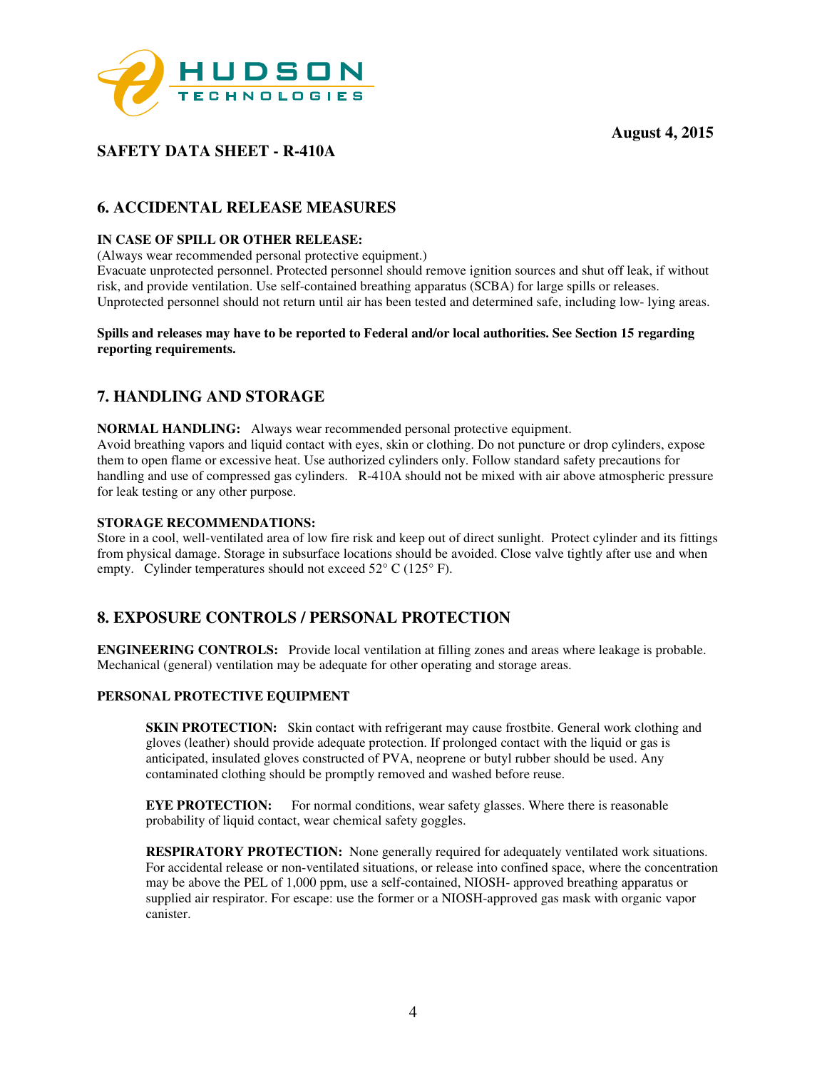# SAFETY DATA SHEET - R-410A

**August 4, 2015**

## 6. ACCIDENTAL RELEASE MEASURES

**IN CASE OF SPILL OR OTHER RELEASE:**

(Always wear recommended personal protective equipment.)

Evacuate unprotected personnel. Protected personnel should remove ignition sources and shut off leak, if without risk, and provide ventilation. Use self-contained breathing apparatus (SCBA) for large spills or releases. Unprotected personnel should not return until air has been tested and determined safe, including low- lying areas.

**Spills and releases may have to be reported to Federal and/or local authorities. See Section 15 regarding reporting requirements.**

## 7. HANDLING AND STORAGE

**NORMAL HANDLING:** Always wear recommended personal protective equipment.
Avoid breathing vapors and liquid contact with eyes, skin or clothing. Do not puncture or drop cylinders, expose them to open flame or excessive heat. Use authorized cylinders only. Follow standard safety precautions for handling and use of compressed gas cylinders. R-410A should not be mixed with air above atmospheric pressure for leak testing or any other purpose.

**STORAGE RECOMMENDATIONS:**

Store in a cool, well-ventilated area of low fire risk and keep out of direct sunlight. Protect cylinder and its fittings from physical damage. Storage in subsurface locations should be avoided. Close valve tightly after use and when empty. Cylinder temperatures should not exceed 52° C (125° F).

## 8. EXPOSURE CONTROLS / PERSONAL PROTECTION

**ENGINEERING CONTROLS:** Provide local ventilation at filling zones and areas where leakage is probable. Mechanical (general) ventilation may be adequate for other operating and storage areas.

**PERSONAL PROTECTIVE EQUIPMENT**

**SKIN PROTECTION:** Skin contact with refrigerant may cause frostbite. General work clothing and gloves (leather) should provide adequate protection. If prolonged contact with the liquid or gas is anticipated, insulated gloves constructed of PVA, neoprene or butyl rubber should be used. Any contaminated clothing should be promptly removed and washed before reuse.

**EYE PROTECTION:** For normal conditions, wear safety glasses. Where there is reasonable probability of liquid contact, wear chemical safety goggles.

**RESPIRATORY PROTECTION:** None generally required for adequately ventilated work situations. For accidental release or non-ventilated situations, or release into confined space, where the concentration may be above the PEL of 1,000 ppm, use a self-contained, NIOSH- approved breathing apparatus or supplied air respirator. For escape: use the former or a NIOSH-approved gas mask with organic vapor canister.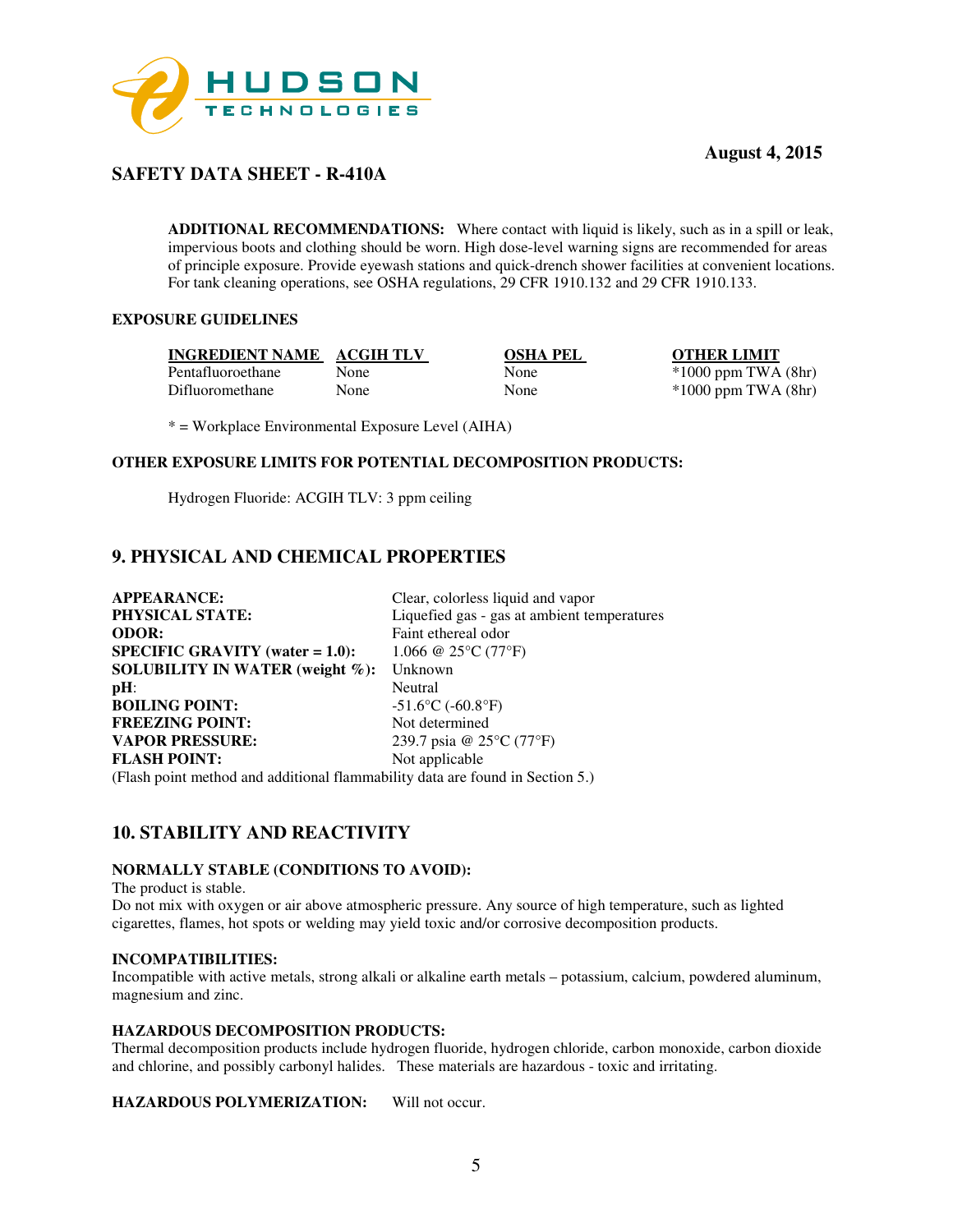**ADDITIONAL RECOMMENDATIONS:** Where contact with liquid is likely, such as in a spill or leak, impervious boots and clothing should be worn. High dose-level warning signs are recommended for areas of principle exposure. Provide eyewash stations and quick-drench shower facilities at convenient locations. For tank cleaning operations, see OSHA regulations, 29 CFR 1910.132 and 29 CFR 1910.133.

**EXPOSURE GUIDELINES**

| INGREDIENT NAME | ACGIH TLV | OSHA PEL | OTHER LIMIT |
|---|---|---|---|
| Pentafluoroethane | None | None | *1000 ppm TWA (8hr) |
| Difluoromethane | None | None | *1000 ppm TWA (8hr) |

* = Workplace Environmental Exposure Level (AIHA)

**OTHER EXPOSURE LIMITS FOR POTENTIAL DECOMPOSITION PRODUCTS:**

Hydrogen Fluoride: ACGIH TLV: 3 ppm ceiling

## 9. PHYSICAL AND CHEMICAL PROPERTIES

| | |
|---|---|
| **APPEARANCE:** | Clear, colorless liquid and vapor |
| **PHYSICAL STATE:** | Liquefied gas - gas at ambient temperatures |
| **ODOR:** | Faint ethereal odor |
| **SPECIFIC GRAVITY (water = 1.0):** | 1.066 @ 25°C (77°F) |
| **SOLUBILITY IN WATER (weight %):** | Unknown |
| **pH**: | Neutral |
| **BOILING POINT:** | -51.6°C (-60.8°F) |
| **FREEZING POINT:** | Not determined |
| **VAPOR PRESSURE:** | 239.7 psia @ 25°C (77°F) |
| **FLASH POINT:** | Not applicable |

(Flash point method and additional flammability data are found in Section 5.)

## 10. STABILITY AND REACTIVITY

**NORMALLY STABLE (CONDITIONS TO AVOID):**

The product is stable.

Do not mix with oxygen or air above atmospheric pressure. Any source of high temperature, such as lighted cigarettes, flames, hot spots or welding may yield toxic and/or corrosive decomposition products.

**INCOMPATIBILITIES:**

Incompatible with active metals, strong alkali or alkaline earth metals – potassium, calcium, powdered aluminum, magnesium and zinc.

**HAZARDOUS DECOMPOSITION PRODUCTS:**

Thermal decomposition products include hydrogen fluoride, hydrogen chloride, carbon monoxide, carbon dioxide and chlorine, and possibly carbonyl halides. These materials are hazardous - toxic and irritating.

**HAZARDOUS POLYMERIZATION:** Will not occur.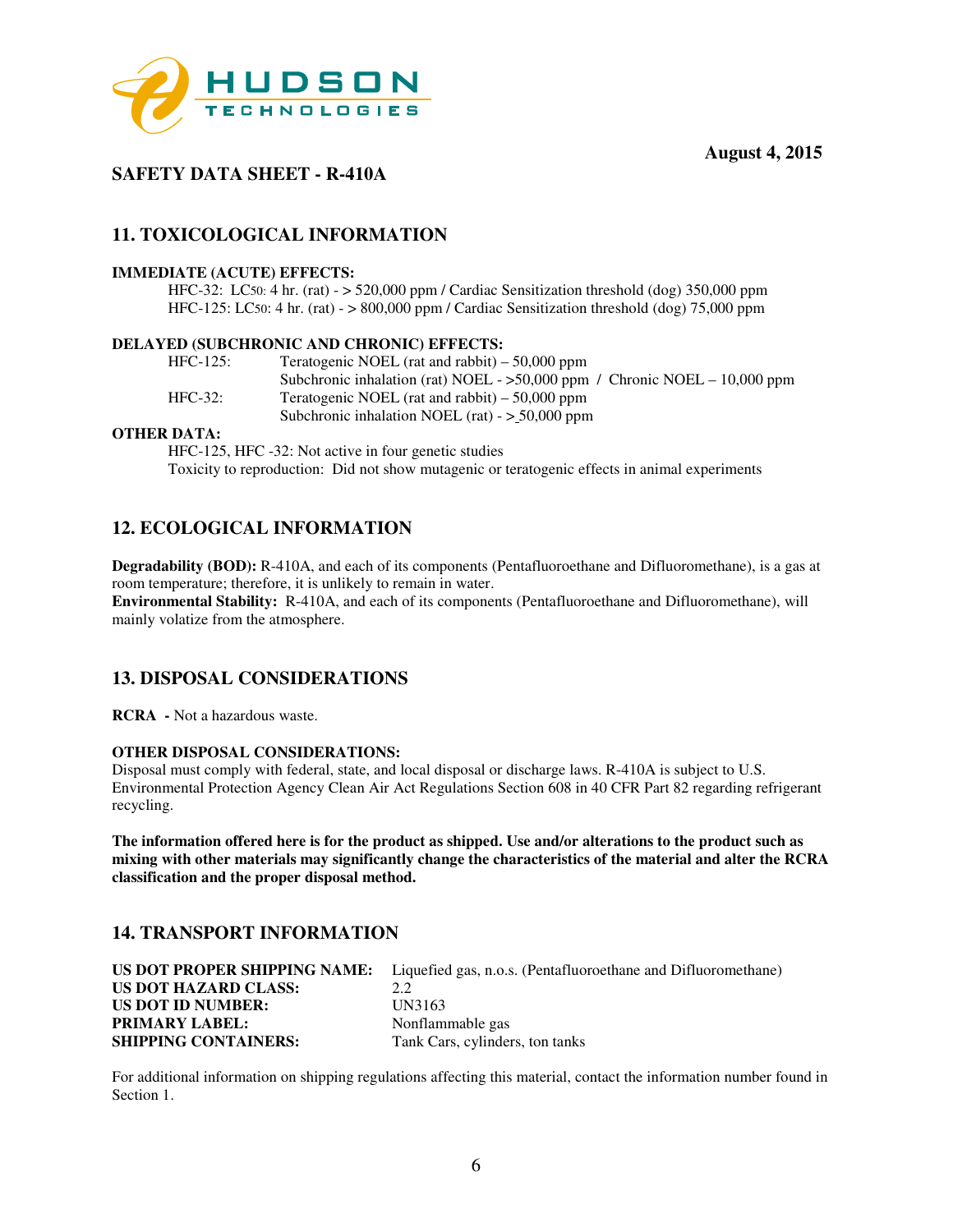**August 4, 2015**

## SAFETY DATA SHEET - R-410A

## 11. TOXICOLOGICAL INFORMATION

**IMMEDIATE (ACUTE) EFFECTS:**

HFC-32: $LC_{50}$: 4 hr. (rat) - > 520,000 ppm / Cardiac Sensitization threshold (dog) 350,000 ppm
HFC-125: $LC_{50}$: 4 hr. (rat) - > 800,000 ppm / Cardiac Sensitization threshold (dog) 75,000 ppm

**DELAYED (SUBCHRONIC AND CHRONIC) EFFECTS:**

| | |
|---|---|
| HFC-125: | Teratogenic NOEL (rat and rabbit) – 50,000 ppm |
| | Subchronic inhalation (rat) NOEL - >50,000 ppm / Chronic NOEL – 10,000 ppm |
| HFC-32: | Teratogenic NOEL (rat and rabbit) – 50,000 ppm |
| | Subchronic inhalation NOEL (rat) - ≥ 50,000 ppm |

**OTHER DATA:**

HFC-125, HFC -32: Not active in four genetic studies
Toxicity to reproduction: Did not show mutagenic or teratogenic effects in animal experiments

## 12. ECOLOGICAL INFORMATION

**Degradability (BOD):** R-410A, and each of its components (Pentafluoroethane and Difluoromethane), is a gas at room temperature; therefore, it is unlikely to remain in water.
**Environmental Stability:** R-410A, and each of its components (Pentafluoroethane and Difluoromethane), will mainly volatize from the atmosphere.

## 13. DISPOSAL CONSIDERATIONS

**RCRA -** Not a hazardous waste.

**OTHER DISPOSAL CONSIDERATIONS:**

Disposal must comply with federal, state, and local disposal or discharge laws. R-410A is subject to U.S. Environmental Protection Agency Clean Air Act Regulations Section 608 in 40 CFR Part 82 regarding refrigerant recycling.

**The information offered here is for the product as shipped. Use and/or alterations to the product such as mixing with other materials may significantly change the characteristics of the material and alter the RCRA classification and the proper disposal method.**

## 14. TRANSPORT INFORMATION

| | |
|---|---|
| **US DOT PROPER SHIPPING NAME:** | Liquefied gas, n.o.s. (Pentafluoroethane and Difluoromethane) |
| **US DOT HAZARD CLASS:** | 2.2 |
| **US DOT ID NUMBER:** | UN3163 |
| **PRIMARY LABEL:** | Nonflammable gas |
| **SHIPPING CONTAINERS:** | Tank Cars, cylinders, ton tanks |

For additional information on shipping regulations affecting this material, contact the information number found in Section 1.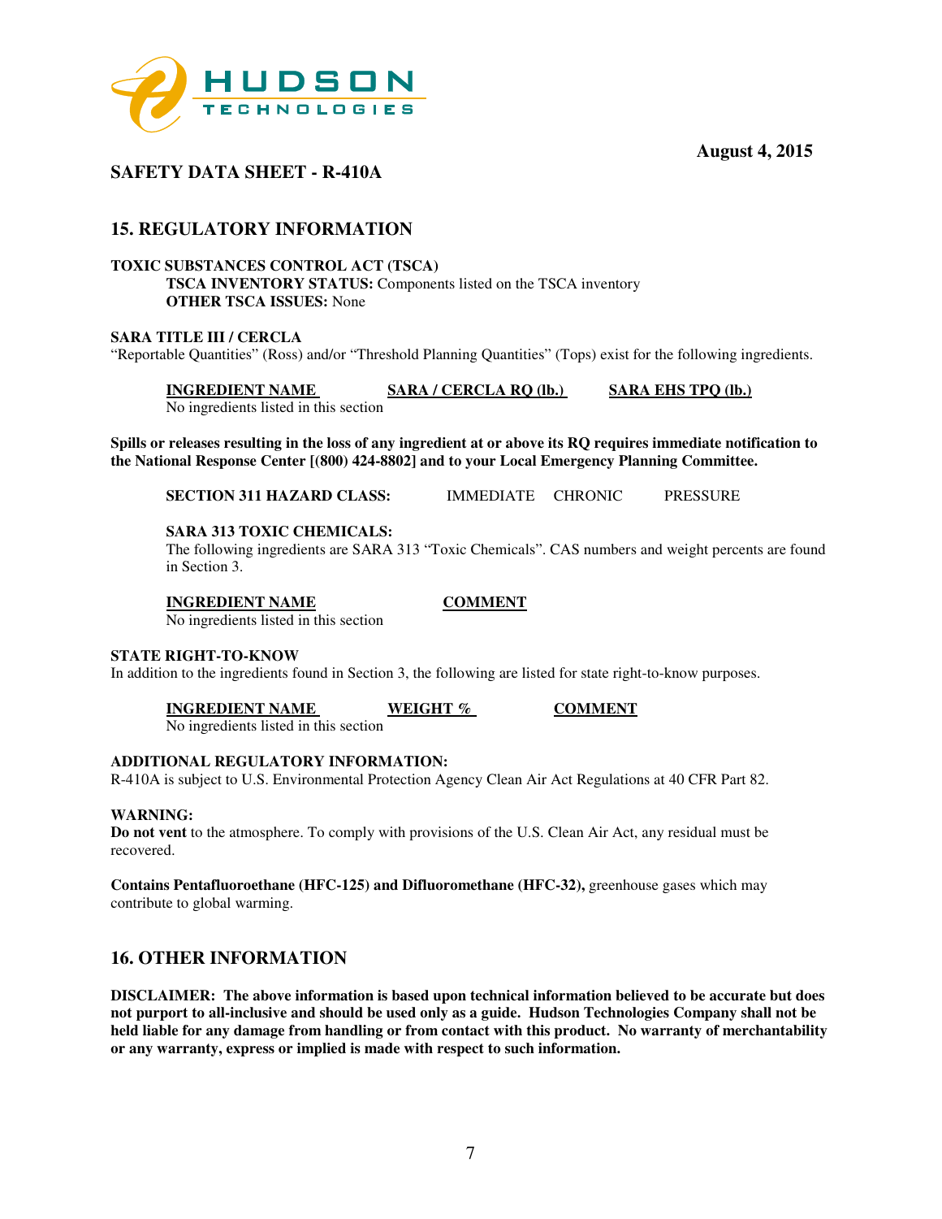**August 4, 2015**

## SAFETY DATA SHEET - R-410A

## 15. REGULATORY INFORMATION

**TOXIC SUBSTANCES CONTROL ACT (TSCA)**

**TSCA INVENTORY STATUS:** Components listed on the TSCA inventory
**OTHER TSCA ISSUES:** None

**SARA TITLE III / CERCLA**

"Reportable Quantities" (Ross) and/or "Threshold Planning Quantities" (Tops) exist for the following ingredients.

| INGREDIENT NAME | SARA / CERCLA RQ (lb.) | SARA EHS TPQ (lb.) |
|---|---|---|
| No ingredients listed in this section | | |

**Spills or releases resulting in the loss of any ingredient at or above its RQ requires immediate notification to the National Response Center [(800) 424-8802] and to your Local Emergency Planning Committee.**

**SECTION 311 HAZARD CLASS:** IMMEDIATE CHRONIC PRESSURE

**SARA 313 TOXIC CHEMICALS:**

The following ingredients are SARA 313 "Toxic Chemicals". CAS numbers and weight percents are found in Section 3.

| INGREDIENT NAME | COMMENT |
|---|---|
| No ingredients listed in this section | |

**STATE RIGHT-TO-KNOW**

In addition to the ingredients found in Section 3, the following are listed for state right-to-know purposes.

| INGREDIENT NAME | WEIGHT % | COMMENT |
|---|---|---|
| No ingredients listed in this section | | |

**ADDITIONAL REGULATORY INFORMATION:**

R-410A is subject to U.S. Environmental Protection Agency Clean Air Act Regulations at 40 CFR Part 82.

**WARNING:**

**Do not vent** to the atmosphere. To comply with provisions of the U.S. Clean Air Act, any residual must be recovered.

**Contains Pentafluoroethane (HFC-125) and Difluoromethane (HFC-32),** greenhouse gases which may contribute to global warming.

## 16. OTHER INFORMATION

**DISCLAIMER: The above information is based upon technical information believed to be accurate but does not purport to all-inclusive and should be used only as a guide. Hudson Technologies Company shall not be held liable for any damage from handling or from contact with this product. No warranty of merchantability or any warranty, express or implied is made with respect to such information.**